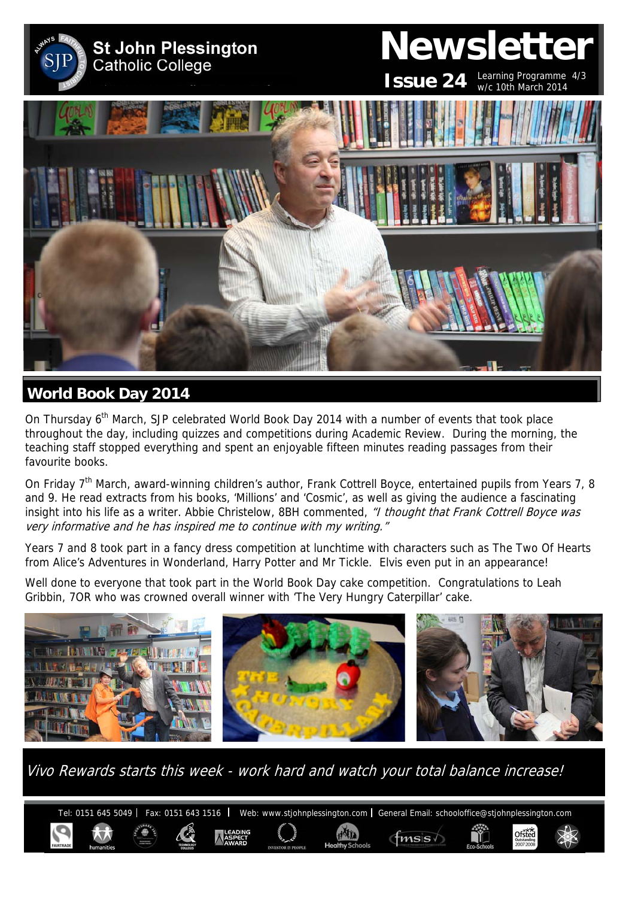# St John Plessington Catholic College

# Newsletter

**Issue 24** Learning Programme 4/3 w/c 10th March 2014

## World Book Day 2014

On Thursday 6th March, SJP celebrated World Book Day 2014 with a number of events that took place throughout the day, including quizzes and competitions during Academic Review. During the morning, the teaching staff stopped everything and spent an enjoyable fifteen minutes reading passages from their favourite books.

On Friday 7th March, award-winning children's author, Frank Cottrell Boyce, entertained pupils from Years 7, 8 and 9. He read extracts from his books, 'Millions' and 'Cosmic', as well as giving the audience a fascinating insight into his life as a writer. Abbie Christelow, 8BH commented, *"I thought that Frank Cottrell Boyce was very informative and he has inspired me to continue with my writing."*

Years 7 and 8 took part in a fancy dress competition at lunchtime with characters such as The Two Of Hearts from Alice's Adventures in Wonderland, Harry Potter and Mr Tickle. Elvis even put in an appearance!

Well done to everyone that took part in the World Book Day cake competition. Congratulations to Leah Gribbin, 7OR who was crowned overall winner with 'The Very Hungry Caterpillar' cake.

*Vivo Rewards starts this week - work hard and watch your total balance increase!*

Tel: 0151 645 5049 | Fax: 0151 643 1516 | Web: www.stjohnplessington.com | General Email: schooloffice@stjohnplessington.com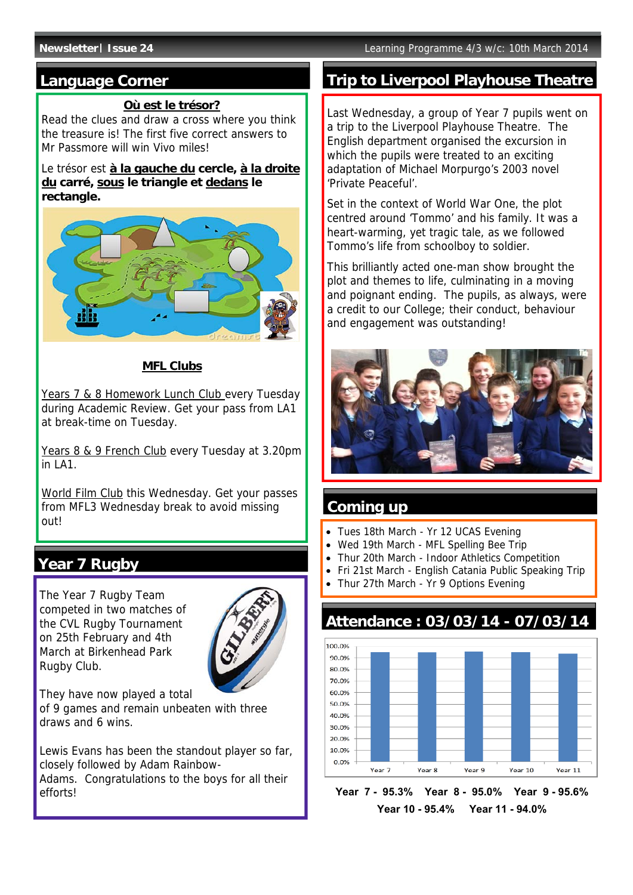## Language Corner

**Où est le trésor?**

Read the clues and draw a cross where you think the treasure is! The first five correct answers to Mr Passmore will win Vivo miles!

Le trésor est **à la gauche du cercle, à la droite du carré, sous le triangle et dedans le rectangle.**

**MFL Clubs**

Years 7 & 8 Homework Lunch Club every Tuesday during Academic Review. Get your pass from LA1 at break-time on Tuesday.

Years 8 & 9 French Club every Tuesday at 3.20pm in LA1.

World Film Club this Wednesday. Get your passes from MFL3 Wednesday break to avoid missing out!

## Year 7 Rugby

The Year 7 Rugby Team competed in two matches of the CVL Rugby Tournament on 25th February and 4th March at Birkenhead Park Rugby Club.

They have now played a total of 9 games and remain unbeaten with three draws and 6 wins.

Lewis Evans has been the standout player so far, closely followed by Adam Rainbow-Adams. Congratulations to the boys for all their efforts!

## Trip to Liverpool Playhouse Theatre

Last Wednesday, a group of Year 7 pupils went on a trip to the Liverpool Playhouse Theatre. The English department organised the excursion in which the pupils were treated to an exciting adaptation of Michael Morpurgo's 2003 novel 'Private Peaceful'.

Set in the context of World War One, the plot centred around 'Tommo' and his family. It was a heart-warming, yet tragic tale, as we followed Tommo's life from schoolboy to soldier.

This brilliantly acted one-man show brought the plot and themes to life, culminating in a moving and poignant ending. The pupils, as always, were a credit to our College; their conduct, behaviour and engagement was outstanding!

## Coming up

- Tues 18th March - Yr 12 UCAS Evening
- Wed 19th March - MFL Spelling Bee Trip
- Thur 20th March - Indoor Athletics Competition
- Fri 21st March - English Catania Public Speaking Trip
- Thur 27th March - Yr 9 Options Evening

## Attendance : 03/03/14 - 07/03/14

100.0%
90.0%
80.0%
70.0%
60.0%
50.0%
40.0%
30.0%
20.0%
10.0%
0.0%

Year 7 Year 8 Year 9 Year 10 Year 11

**Year 7 - 95.3% Year 8 - 95.0% Year 9 - 95.6%**
**Year 10 - 95.4% Year 11 - 94.0%**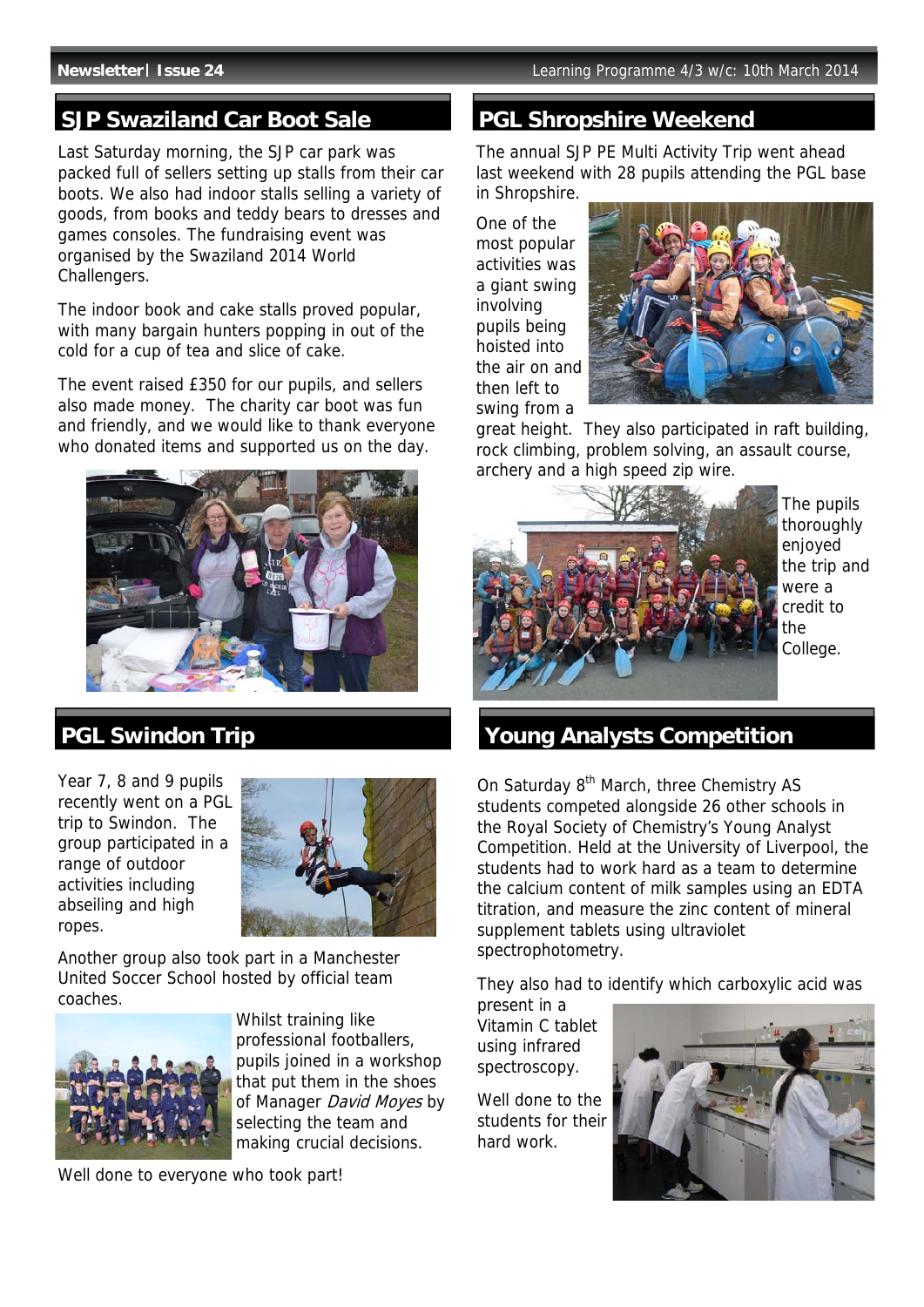## SJP Swaziland Car Boot Sale

Last Saturday morning, the SJP car park was packed full of sellers setting up stalls from their car boots. We also had indoor stalls selling a variety of goods, from books and teddy bears to dresses and games consoles. The fundraising event was organised by the Swaziland 2014 World Challengers.

The indoor book and cake stalls proved popular, with many bargain hunters popping in out of the cold for a cup of tea and slice of cake.

The event raised £350 for our pupils, and sellers also made money. The charity car boot was fun and friendly, and we would like to thank everyone who donated items and supported us on the day.

## PGL Swindon Trip

Year 7, 8 and 9 pupils recently went on a PGL trip to Swindon. The group participated in a range of outdoor activities including abseiling and high ropes.

Another group also took part in a Manchester United Soccer School hosted by official team coaches.

Whilst training like professional footballers, pupils joined in a workshop that put them in the shoes of Manager *David Moyes* by selecting the team and making crucial decisions.

Well done to everyone who took part!

## PGL Shropshire Weekend

The annual SJP PE Multi Activity Trip went ahead last weekend with 28 pupils attending the PGL base in Shropshire.

One of the most popular activities was a giant swing involving pupils being hoisted into the air on and then left to swing from a great height. They also participated in raft building, rock climbing, problem solving, an assault course, archery and a high speed zip wire.

The pupils thoroughly enjoyed the trip and were a credit to the College.

## Young Analysts Competition

On Saturday 8th March, three Chemistry AS students competed alongside 26 other schools in the Royal Society of Chemistry's Young Analyst Competition. Held at the University of Liverpool, the students had to work hard as a team to determine the calcium content of milk samples using an EDTA titration, and measure the zinc content of mineral supplement tablets using ultraviolet spectrophotometry.

They also had to identify which carboxylic acid was present in a Vitamin C tablet using infrared spectroscopy.

Well done to the students for their hard work.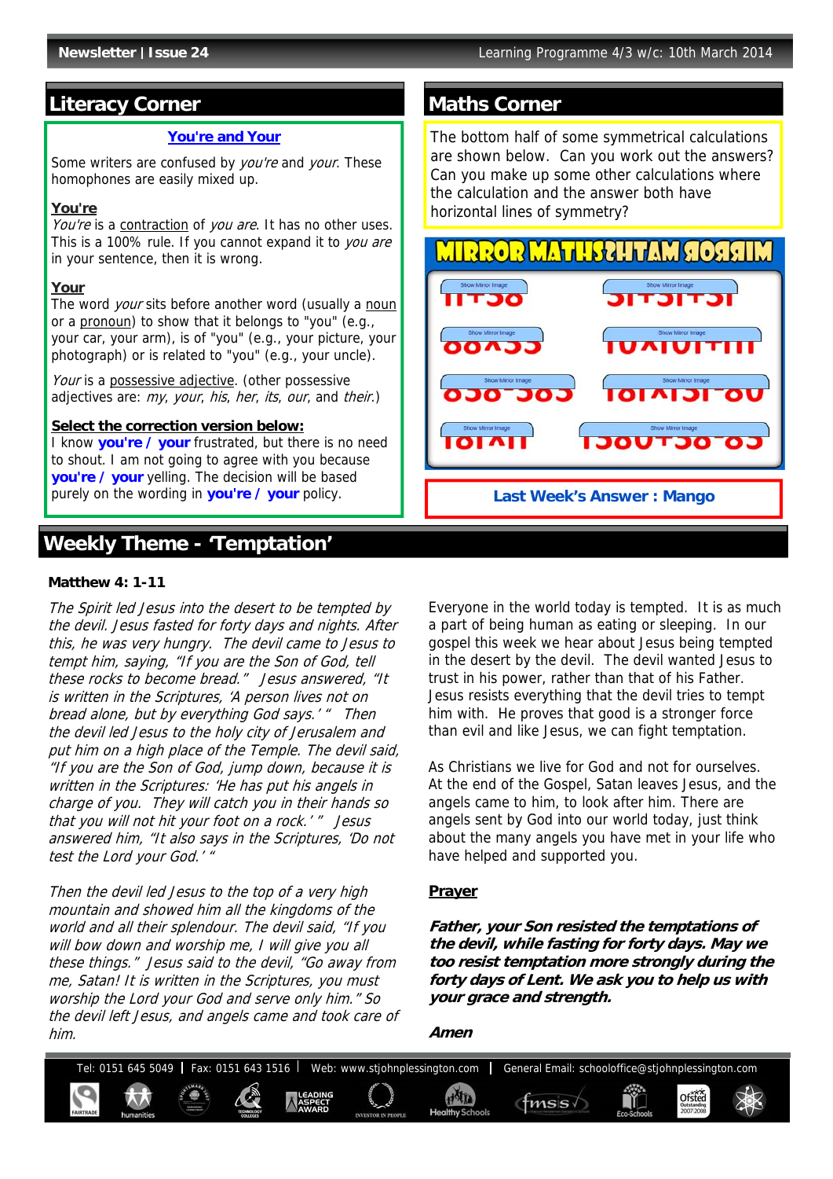## Literacy Corner

### You're and Your

Some writers are confused by *you're* and *your*. These homophones are easily mixed up.

**You're**
*You're* is a contraction of *you are*. It has no other uses. This is a 100% rule. If you cannot expand it to *you are* in your sentence, then it is wrong.

**Your**
The word *your* sits before another word (usually a noun or a pronoun) to show that it belongs to "you" (e.g., your car, your arm), is of "you" (e.g., your picture, your photograph) or is related to "you" (e.g., your uncle).

*Your* is a possessive adjective. (other possessive adjectives are: *my*, *your*, *his*, *her*, *its*, *our*, and *their*.)

**Select the correction version below:**
I know **you're / your** frustrated, but there is no need to shout. I am not going to agree with you because **you're / your** yelling. The decision will be based purely on the wording in **you're / your** policy.

## Maths Corner

The bottom half of some symmetrical calculations are shown below. Can you work out the answers? Can you make up some other calculations where the calculation and the answer both have horizontal lines of symmetry?

MIRROR MATHS

Show Mirror Image

Show Mirror Image

Show Mirror Image

Show Mirror Image

Show Mirror Image

Show Mirror Image

Show Mirror Image

Show Mirror Image

**Last Week's Answer : Mango**

## Weekly Theme - 'Temptation'

**Matthew 4: 1-11**

*The Spirit led Jesus into the desert to be tempted by the devil. Jesus fasted for forty days and nights. After this, he was very hungry. The devil came to Jesus to tempt him, saying, "If you are the Son of God, tell these rocks to become bread." Jesus answered, "It is written in the Scriptures, 'A person lives not on bread alone, but by everything God says.' " Then the devil led Jesus to the holy city of Jerusalem and put him on a high place of the Temple. The devil said, "If you are the Son of God, jump down, because it is written in the Scriptures: 'He has put his angels in charge of you. They will catch you in their hands so that you will not hit your foot on a rock.' " Jesus answered him, "It also says in the Scriptures, 'Do not test the Lord your God.' "*

*Then the devil led Jesus to the top of a very high mountain and showed him all the kingdoms of the world and all their splendour. The devil said, "If you will bow down and worship me, I will give you all these things." Jesus said to the devil, "Go away from me, Satan! It is written in the Scriptures, you must worship the Lord your God and serve only him." So the devil left Jesus, and angels came and took care of him.*

Everyone in the world today is tempted. It is as much a part of being human as eating or sleeping. In our gospel this week we hear about Jesus being tempted in the desert by the devil. The devil wanted Jesus to trust in his power, rather than that of his Father. Jesus resists everything that the devil tries to tempt him with. He proves that good is a stronger force than evil and like Jesus, we can fight temptation.

As Christians we live for God and not for ourselves. At the end of the Gospel, Satan leaves Jesus, and the angels came to him, to look after him. There are angels sent by God into our world today, just think about the many angels you have met in your life who have helped and supported you.

**Prayer**

***Father, your Son resisted the temptations of the devil, while fasting for forty days. May we too resist temptation more strongly during the forty days of Lent. We ask you to help us with your grace and strength.***

***Amen***

Tel: 0151 645 5049 | Fax: 0151 643 1516 | Web: www.stjohnplessington.com | General Email: schooloffice@stjohnplessington.com